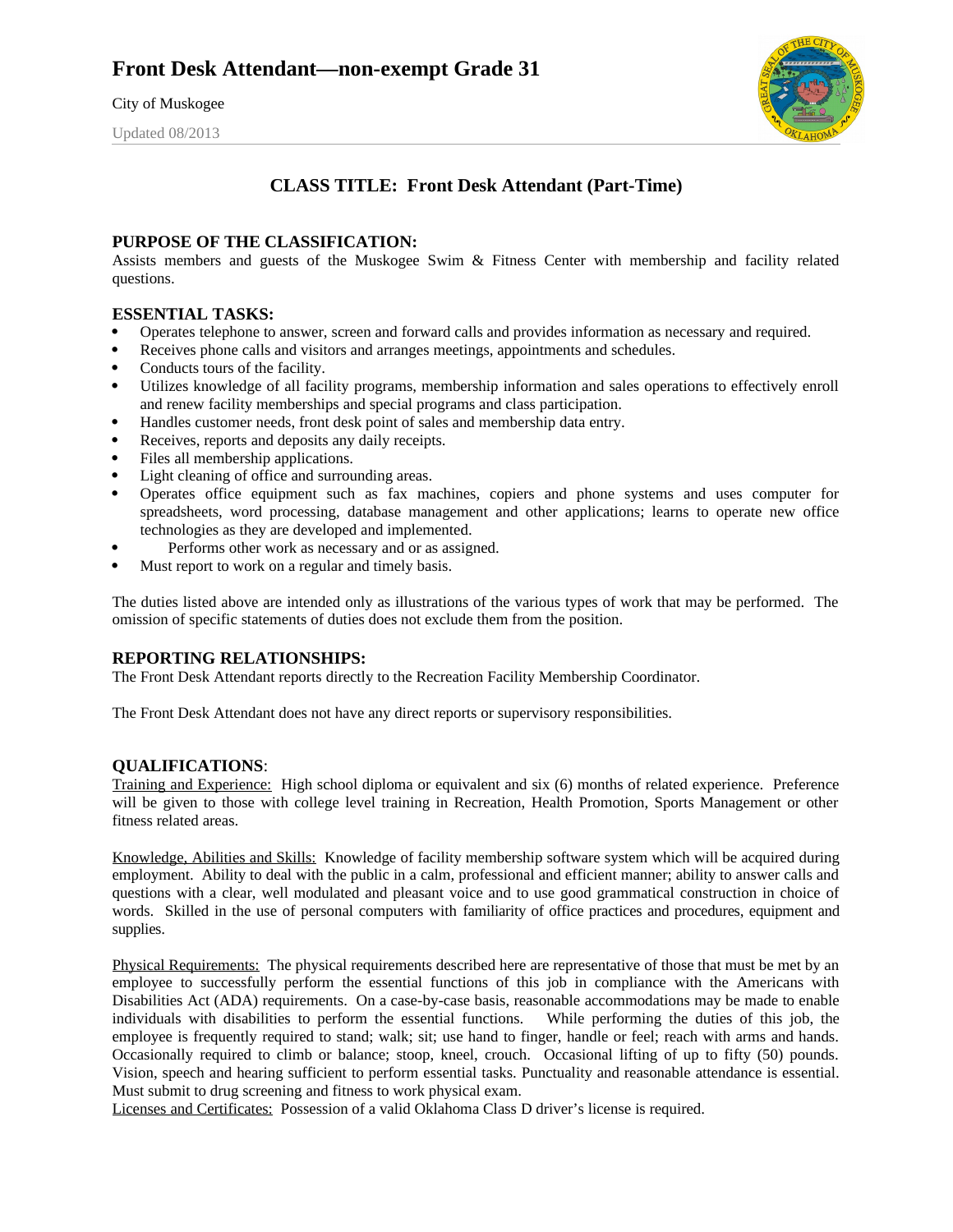# Front Desk Attendant—non-exempt Grade 31

City of Muskogee

Updated 08/2013

## CLASS TITLE: Front Desk Attendant (Part-Time)

### PURPOSE OF THE CLASSIFICATION:

Assists members and guests of the Muskogee Swim & Fitness Center with membership and facility related questions.

### ESSENTIAL TASKS:

- Operates telephone to answer, screen and forward calls and provides information as necessary and required.
- Receives phone calls and visitors and arranges meetings, appointments and schedules.
- Conducts tours of the facility.
- Utilizes knowledge of all facility programs, membership information and sales operations to effectively enroll and renew facility memberships and special programs and class participation.
- Handles customer needs, front desk point of sales and membership data entry.
- Receives, reports and deposits any daily receipts.
- Files all membership applications.
- Light cleaning of office and surrounding areas.
- Operates office equipment such as fax machines, copiers and phone systems and uses computer for spreadsheets, word processing, database management and other applications; learns to operate new office technologies as they are developed and implemented.
- Performs other work as necessary and or as assigned.
- Must report to work on a regular and timely basis.

The duties listed above are intended only as illustrations of the various types of work that may be performed. The omission of specific statements of duties does not exclude them from the position.

### REPORTING RELATIONSHIPS:

The Front Desk Attendant reports directly to the Recreation Facility Membership Coordinator.

The Front Desk Attendant does not have any direct reports or supervisory responsibilities.

### QUALIFICATIONS:

Training and Experience: High school diploma or equivalent and six (6) months of related experience. Preference will be given to those with college level training in Recreation, Health Promotion, Sports Management or other fitness related areas.

Knowledge, Abilities and Skills: Knowledge of facility membership software system which will be acquired during employment. Ability to deal with the public in a calm, professional and efficient manner; ability to answer calls and questions with a clear, well modulated and pleasant voice and to use good grammatical construction in choice of words. Skilled in the use of personal computers with familiarity of office practices and procedures, equipment and supplies.

Physical Requirements: The physical requirements described here are representative of those that must be met by an employee to successfully perform the essential functions of this job in compliance with the Americans with Disabilities Act (ADA) requirements. On a case-by-case basis, reasonable accommodations may be made to enable individuals with disabilities to perform the essential functions. While performing the duties of this job, the employee is frequently required to stand; walk; sit; use hand to finger, handle or feel; reach with arms and hands. Occasionally required to climb or balance; stoop, kneel, crouch. Occasional lifting of up to fifty (50) pounds. Vision, speech and hearing sufficient to perform essential tasks. Punctuality and reasonable attendance is essential. Must submit to drug screening and fitness to work physical exam.

Licenses and Certificates: Possession of a valid Oklahoma Class D driver's license is required.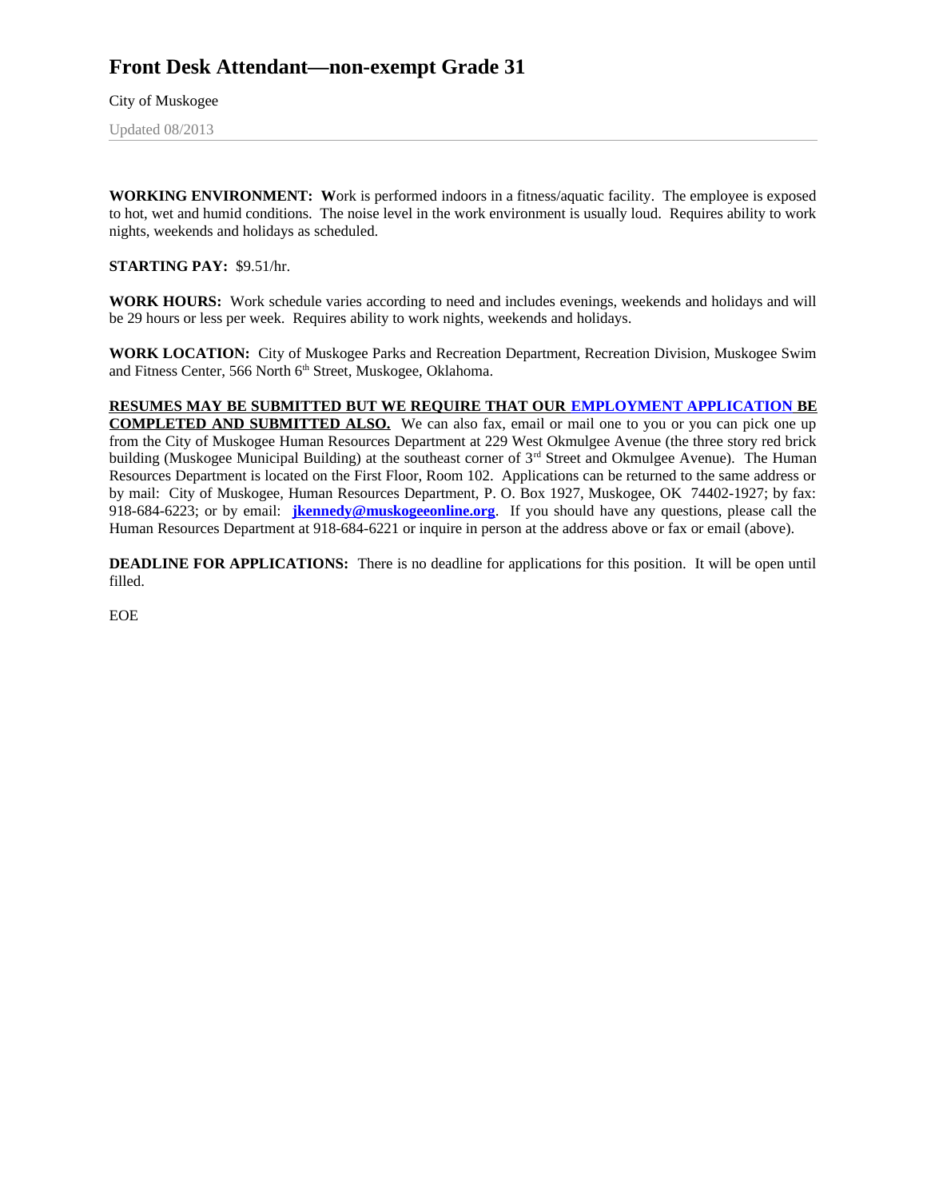# Front Desk Attendant—non-exempt Grade 31

City of Muskogee

Updated 08/2013

**WORKING ENVIRONMENT:** **W**ork is performed indoors in a fitness/aquatic facility. The employee is exposed to hot, wet and humid conditions. The noise level in the work environment is usually loud. Requires ability to work nights, weekends and holidays as scheduled.

**STARTING PAY:** $9.51/hr.

**WORK HOURS:** Work schedule varies according to need and includes evenings, weekends and holidays and will be 29 hours or less per week. Requires ability to work nights, weekends and holidays.

**WORK LOCATION:** City of Muskogee Parks and Recreation Department, Recreation Division, Muskogee Swim and Fitness Center, 566 North 6th Street, Muskogee, Oklahoma.

**RESUMES MAY BE SUBMITTED BUT WE REQUIRE THAT OUR EMPLOYMENT APPLICATION BE COMPLETED AND SUBMITTED ALSO.** We can also fax, email or mail one to you or you can pick one up from the City of Muskogee Human Resources Department at 229 West Okmulgee Avenue (the three story red brick building (Muskogee Municipal Building) at the southeast corner of 3rd Street and Okmulgee Avenue). The Human Resources Department is located on the First Floor, Room 102. Applications can be returned to the same address or by mail: City of Muskogee, Human Resources Department, P. O. Box 1927, Muskogee, OK 74402-1927; by fax: 918-684-6223; or by email: **jkennedy@muskogeeonline.org**. If you should have any questions, please call the Human Resources Department at 918-684-6221 or inquire in person at the address above or fax or email (above).

**DEADLINE FOR APPLICATIONS:** There is no deadline for applications for this position. It will be open until filled.

EOE